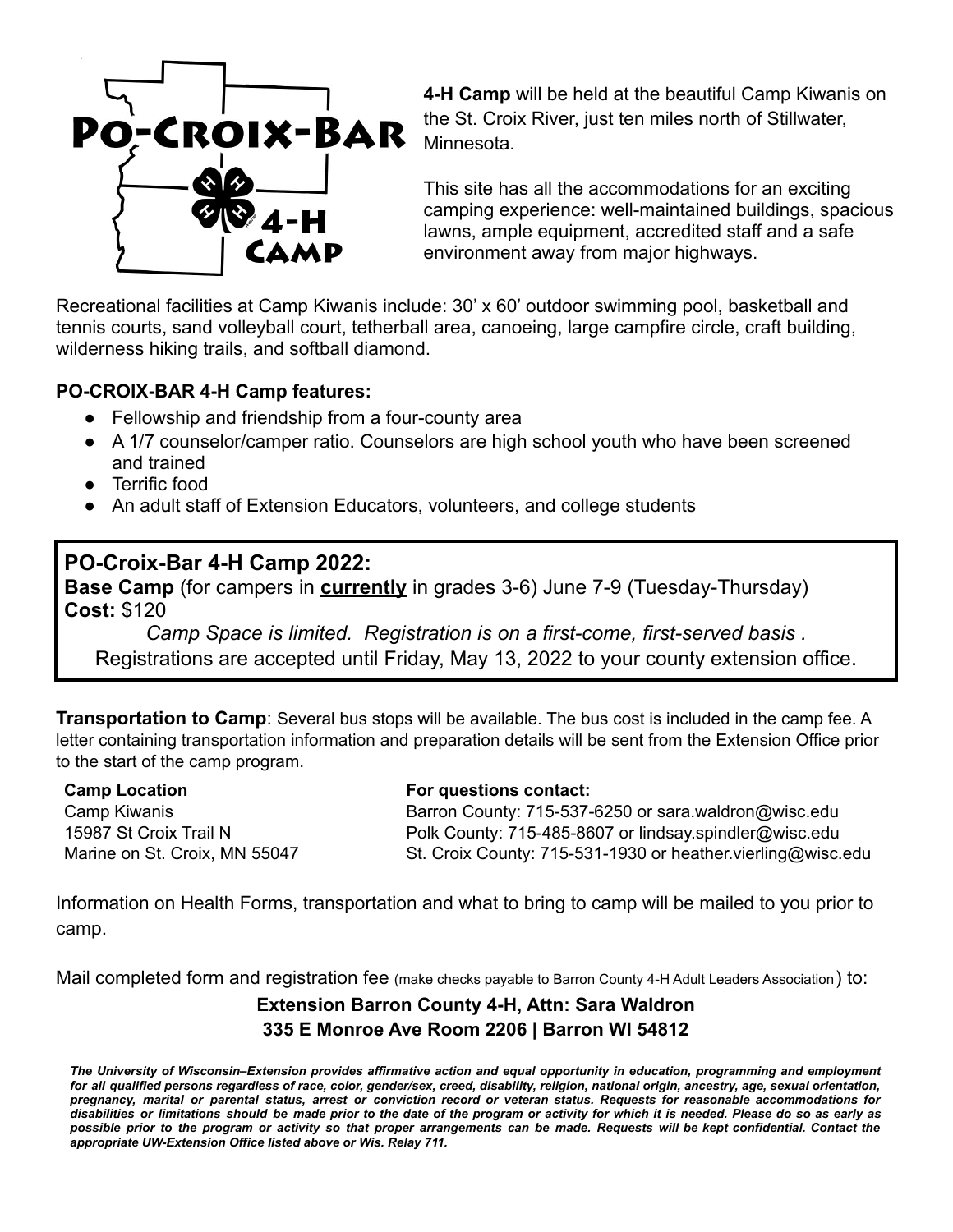# PO-CROIX-BAR 4-H CAMP

**4-H Camp** will be held at the beautiful Camp Kiwanis on the St. Croix River, just ten miles north of Stillwater, Minnesota.

This site has all the accommodations for an exciting camping experience: well-maintained buildings, spacious lawns, ample equipment, accredited staff and a safe environment away from major highways.

Recreational facilities at Camp Kiwanis include: 30' x 60' outdoor swimming pool, basketball and tennis courts, sand volleyball court, tetherball area, canoeing, large campfire circle, craft building, wilderness hiking trails, and softball diamond.

**PO-CROIX-BAR 4-H Camp features:**

- Fellowship and friendship from a four-county area
- A 1/7 counselor/camper ratio. Counselors are high school youth who have been screened and trained
- Terrific food
- An adult staff of Extension Educators, volunteers, and college students

## PO-Croix-Bar 4-H Camp 2022:

**Base Camp** (for campers in **currently** in grades 3-6) June 7-9 (Tuesday-Thursday)
**Cost:** $120

*Camp Space is limited. Registration is on a first-come, first-served basis .*
Registrations are accepted until Friday, May 13, 2022 to your county extension office.

**Transportation to Camp**: Several bus stops will be available. The bus cost is included in the camp fee. A letter containing transportation information and preparation details will be sent from the Extension Office prior to the start of the camp program.

**Camp Location**
Camp Kiwanis
15987 St Croix Trail N
Marine on St. Croix, MN 55047

**For questions contact:**
Barron County: 715-537-6250 or sara.waldron@wisc.edu
Polk County: 715-485-8607 or lindsay.spindler@wisc.edu
St. Croix County: 715-531-1930 or heather.vierling@wisc.edu

Information on Health Forms, transportation and what to bring to camp will be mailed to you prior to camp.

Mail completed form and registration fee (make checks payable to Barron County 4-H Adult Leaders Association) to:

**Extension Barron County 4-H, Attn: Sara Waldron**
**335 E Monroe Ave Room 2206 | Barron WI 54812**

***The University of Wisconsin–Extension provides affirmative action and equal opportunity in education, programming and employment for all qualified persons regardless of race, color, gender/sex, creed, disability, religion, national origin, ancestry, age, sexual orientation, pregnancy, marital or parental status, arrest or conviction record or veteran status. Requests for reasonable accommodations for disabilities or limitations should be made prior to the date of the program or activity for which it is needed. Please do so as early as possible prior to the program or activity so that proper arrangements can be made. Requests will be kept confidential. Contact the appropriate UW-Extension Office listed above or Wis. Relay 711.***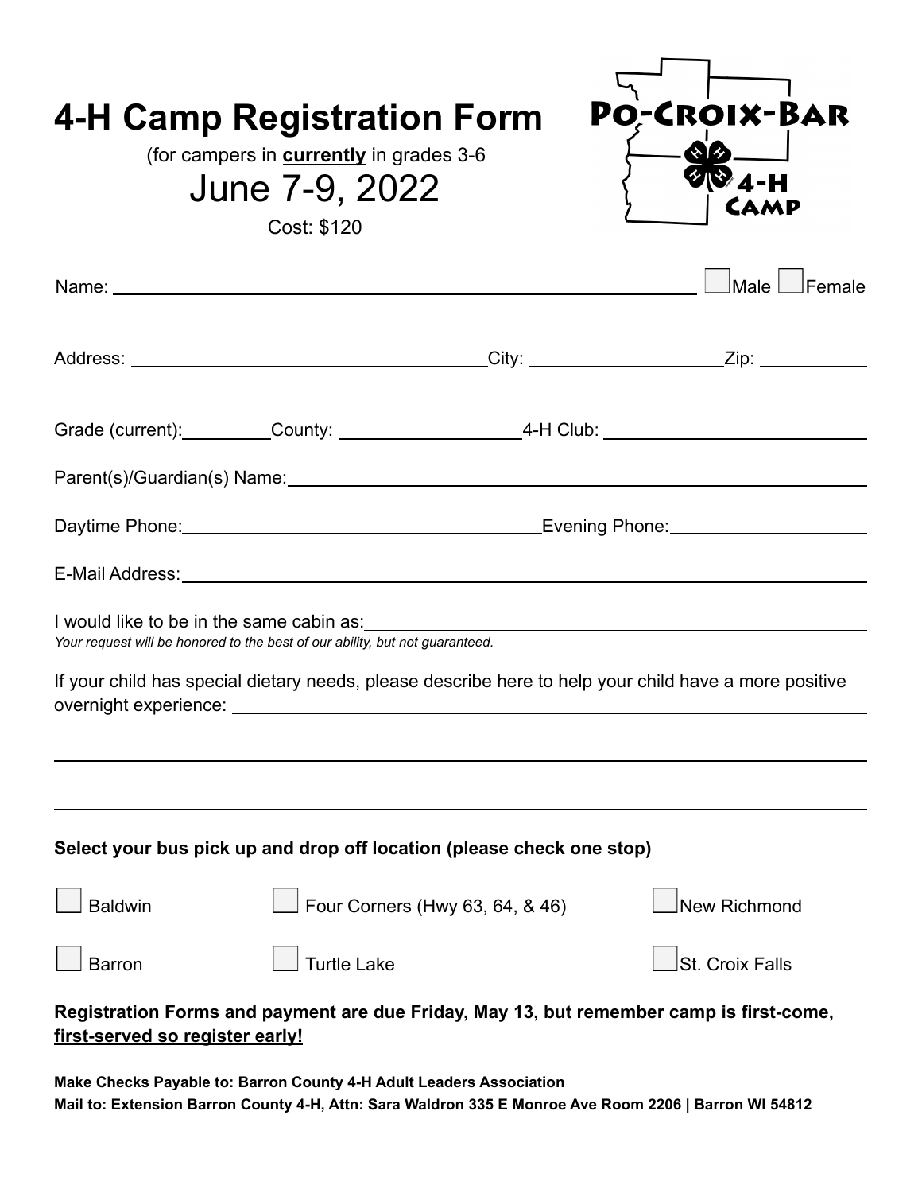# 4-H Camp Registration Form

(for campers in **currently** in grades 3-6

June 7-9, 2022

Cost: $120

PO-CROIX-BAR 4-H CAMP

Name: ______________________________ ☐ Male ☐ Female

Address: ______________________________ City: ______________ Zip: __________

Grade (current): ________ County: ______________ 4-H Club: ______________________

Parent(s)/Guardian(s) Name: ______________________________________________

Daytime Phone: ______________________________ Evening Phone: ______________

E-Mail Address: ______________________________________________

I would like to be in the same cabin as: ______________________________________

*Your request will be honored to the best of our ability, but not guaranteed.*

If your child has special dietary needs, please describe here to help your child have a more positive overnight experience: ______________________________________________

______________________________________________

______________________________________________

**Select your bus pick up and drop off location (please check one stop)**

☐ Baldwin ☐ Four Corners (Hwy 63, 64, & 46) ☐ New Richmond

☐ Barron ☐ Turtle Lake ☐ St. Croix Falls

**Registration Forms and payment are due Friday, May 13, but remember camp is first-come, first-served so register early!**

**Make Checks Payable to: Barron County 4-H Adult Leaders Association**

**Mail to: Extension Barron County 4-H, Attn: Sara Waldron 335 E Monroe Ave Room 2206 | Barron WI 54812**